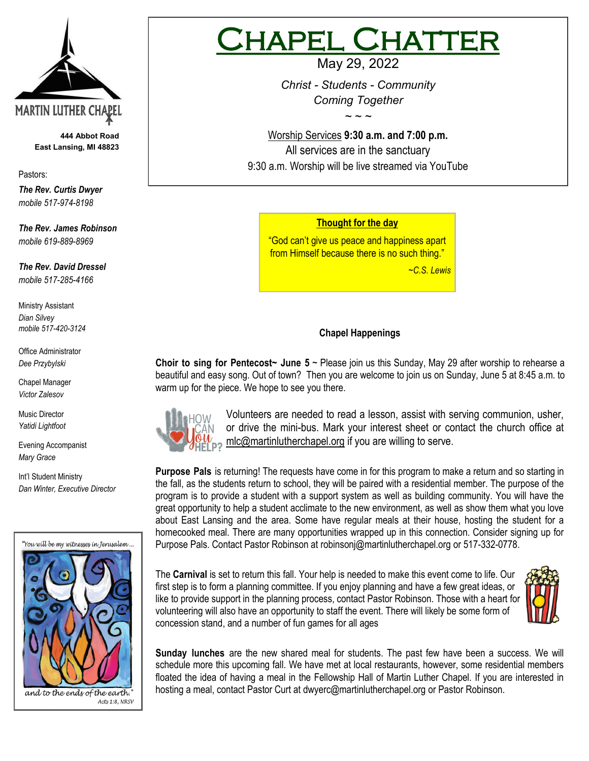# CHAPEL CHATTER

May 29, 2022

*Christ - Students - Community*
*Coming Together*

~ ~ ~

Worship Services **9:30 a.m. and 7:00 p.m.**
All services are in the sanctuary
9:30 a.m. Worship will be live streamed via YouTube

MARTIN LUTHER CHAPEL

**444 Abbot Road**
**East Lansing, MI 48823**

Pastors:

***The Rev. Curtis Dwyer***
*mobile 517-974-8198*

***The Rev. James Robinson***
*mobile 619-889-8969*

***The Rev. David Dressel***
*mobile 517-285-4166*

Ministry Assistant
*Dian Silvey*
*mobile 517-420-3124*

Office Administrator
*Dee Przybylski*

Chapel Manager
*Victor Zalesov*

Music Director
*Yatidi Lightfoot*

Evening Accompanist
*Mary Grace*

Int'l Student Ministry
*Dan Winter, Executive Director*

"You will be my witnesses in Jerusalem … and to the ends of the earth."
*Acts 1:8, NRSV*

**Thought for the day**

"God can't give us peace and happiness apart from Himself because there is no such thing."

*~C.S. Lewis*

## Chapel Happenings

**Choir to sing for Pentecost~ June 5** ~ Please join us this Sunday, May 29 after worship to rehearse a beautiful and easy song. Out of town? Then you are welcome to join us on Sunday, June 5 at 8:45 a.m. to warm up for the piece. We hope to see you there.

HOW CAN You HELP?

Volunteers are needed to read a lesson, assist with serving communion, usher, or drive the mini-bus. Mark your interest sheet or contact the church office at mlc@martinlutherchapel.org if you are willing to serve.

**Purpose Pals** is returning! The requests have come in for this program to make a return and so starting in the fall, as the students return to school, they will be paired with a residential member. The purpose of the program is to provide a student with a support system as well as building community. You will have the great opportunity to help a student acclimate to the new environment, as well as show them what you love about East Lansing and the area. Some have regular meals at their house, hosting the student for a homecooked meal. There are many opportunities wrapped up in this connection. Consider signing up for Purpose Pals. Contact Pastor Robinson at robinsonj@martinlutherchapel.org or 517-332-0778.

The **Carnival** is set to return this fall. Your help is needed to make this event come to life. Our first step is to form a planning committee. If you enjoy planning and have a few great ideas, or like to provide support in the planning process, contact Pastor Robinson. Those with a heart for volunteering will also have an opportunity to staff the event. There will likely be some form of concession stand, and a number of fun games for all ages

**Sunday lunches** are the new shared meal for students. The past few have been a success. We will schedule more this upcoming fall. We have met at local restaurants, however, some residential members floated the idea of having a meal in the Fellowship Hall of Martin Luther Chapel. If you are interested in hosting a meal, contact Pastor Curt at dwyerc@martinlutherchapel.org or Pastor Robinson.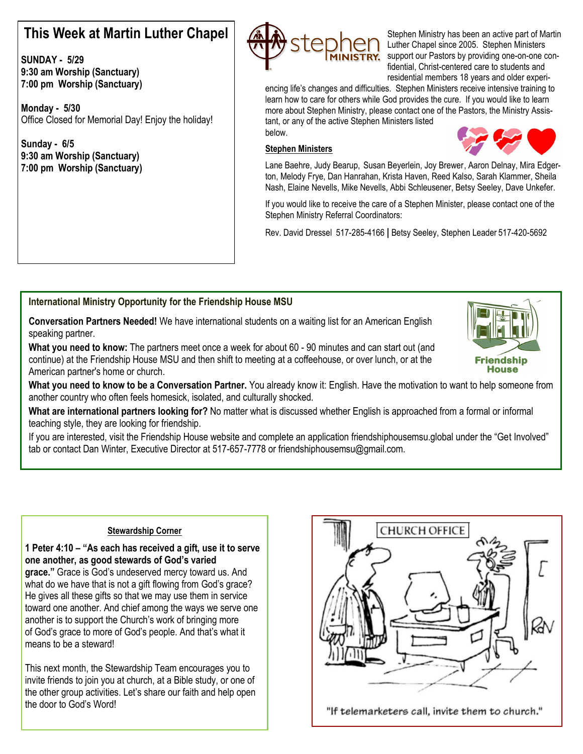## This Week at Martin Luther Chapel

**SUNDAY - 5/29**
**9:30 am Worship (Sanctuary)**
**7:00 pm Worship (Sanctuary)**

**Monday - 5/30**
Office Closed for Memorial Day! Enjoy the holiday!

**Sunday - 6/5**
**9:30 am Worship (Sanctuary)**
**7:00 pm Worship (Sanctuary)**

stephen MINISTRY.

Stephen Ministry has been an active part of Martin Luther Chapel since 2005. Stephen Ministers support our Pastors by providing one-on-one confidential, Christ-centered care to students and residential members 18 years and older experiencing life's changes and difficulties. Stephen Ministers receive intensive training to learn how to care for others while God provides the cure. If you would like to learn more about Stephen Ministry, please contact one of the Pastors, the Ministry Assistant, or any of the active Stephen Ministers listed below.

**Stephen Ministers**

Lane Baehre, Judy Bearup, Susan Beyerlein, Joy Brewer, Aaron Delnay, Mira Edgerton, Melody Frye, Dan Hanrahan, Krista Haven, Reed Kalso, Sarah Klammer, Sheila Nash, Elaine Nevells, Mike Nevells, Abbi Schleusener, Betsy Seeley, Dave Unkefer.

If you would like to receive the care of a Stephen Minister, please contact one of the Stephen Ministry Referral Coordinators:

Rev. David Dressel 517-285-4166 | Betsy Seeley, Stephen Leader 517-420-5692

**International Ministry Opportunity for the Friendship House MSU**

**Conversation Partners Needed!** We have international students on a waiting list for an American English speaking partner.

**What you need to know:** The partners meet once a week for about 60 - 90 minutes and can start out (and continue) at the Friendship House MSU and then shift to meeting at a coffeehouse, or over lunch, or at the American partner's home or church.

**What you need to know to be a Conversation Partner.** You already know it: English. Have the motivation to want to help someone from another country who often feels homesick, isolated, and culturally shocked.

**What are international partners looking for?** No matter what is discussed whether English is approached from a formal or informal teaching style, they are looking for friendship.

If you are interested, visit the Friendship House website and complete an application friendshiphousemsu.global under the "Get Involved" tab or contact Dan Winter, Executive Director at 517-657-7778 or friendshiphousemsu@gmail.com.

Friendship House

**Stewardship Corner**

**1 Peter 4:10 – "As each has received a gift, use it to serve one another, as good stewards of God's varied grace."** Grace is God's undeserved mercy toward us. And what do we have that is not a gift flowing from God's grace? He gives all these gifts so that we may use them in service toward one another. And chief among the ways we serve one another is to support the Church's work of bringing more of God's grace to more of God's people. And that's what it means to be a steward!

This next month, the Stewardship Team encourages you to invite friends to join you at church, at a Bible study, or one of the other group activities. Let's share our faith and help open the door to God's Word!

CHURCH OFFICE

"If telemarketers call, invite them to church."